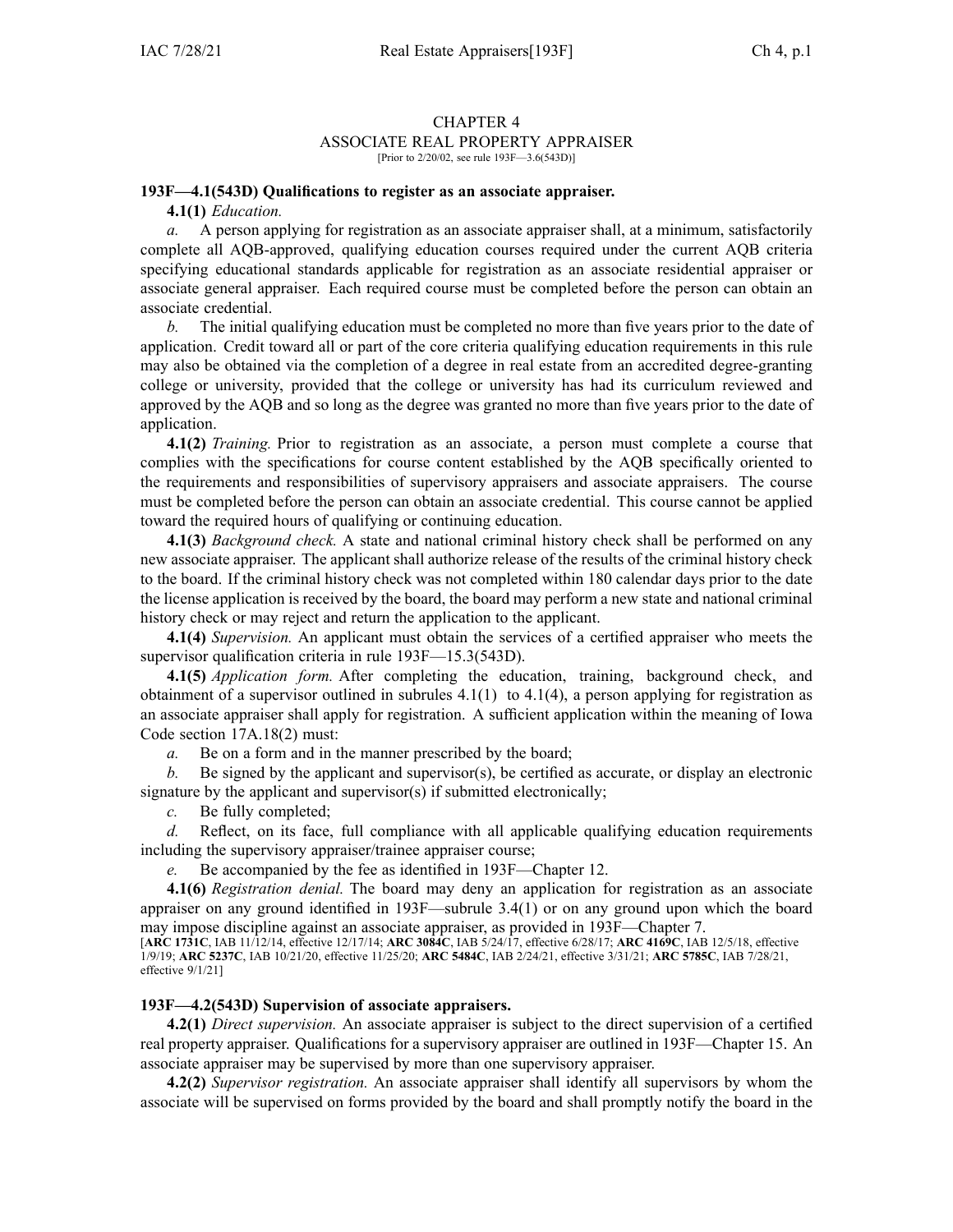# CHAPTER 4
## ASSOCIATE REAL PROPERTY APPRAISER
[Prior to 2/20/02, see rule 193F—3.6(543D)]

### 193F—4.1(543D) Qualifications to register as an associate appraiser.

**4.1(1)** *Education.*

*a.* A person applying for registration as an associate appraiser shall, at a minimum, satisfactorily complete all AQB-approved, qualifying education courses required under the current AQB criteria specifying educational standards applicable for registration as an associate residential appraiser or associate general appraiser. Each required course must be completed before the person can obtain an associate credential.

*b.* The initial qualifying education must be completed no more than five years prior to the date of application. Credit toward all or part of the core criteria qualifying education requirements in this rule may also be obtained via the completion of a degree in real estate from an accredited degree-granting college or university, provided that the college or university has had its curriculum reviewed and approved by the AQB and so long as the degree was granted no more than five years prior to the date of application.

**4.1(2)** *Training.* Prior to registration as an associate, a person must complete a course that complies with the specifications for course content established by the AQB specifically oriented to the requirements and responsibilities of supervisory appraisers and associate appraisers. The course must be completed before the person can obtain an associate credential. This course cannot be applied toward the required hours of qualifying or continuing education.

**4.1(3)** *Background check.* A state and national criminal history check shall be performed on any new associate appraiser. The applicant shall authorize release of the results of the criminal history check to the board. If the criminal history check was not completed within 180 calendar days prior to the date the license application is received by the board, the board may perform a new state and national criminal history check or may reject and return the application to the applicant.

**4.1(4)** *Supervision.* An applicant must obtain the services of a certified appraiser who meets the supervisor qualification criteria in rule 193F—15.3(543D).

**4.1(5)** *Application form.* After completing the education, training, background check, and obtainment of a supervisor outlined in subrules 4.1(1) to 4.1(4), a person applying for registration as an associate appraiser shall apply for registration. A sufficient application within the meaning of Iowa Code section 17A.18(2) must:

*a.* Be on a form and in the manner prescribed by the board;

*b.* Be signed by the applicant and supervisor(s), be certified as accurate, or display an electronic signature by the applicant and supervisor(s) if submitted electronically;

*c.* Be fully completed;

*d.* Reflect, on its face, full compliance with all applicable qualifying education requirements including the supervisory appraiser/trainee appraiser course;

*e.* Be accompanied by the fee as identified in 193F—Chapter 12.

**4.1(6)** *Registration denial.* The board may deny an application for registration as an associate appraiser on any ground identified in 193F—subrule 3.4(1) or on any ground upon which the board may impose discipline against an associate appraiser, as provided in 193F—Chapter 7.

[**ARC 1731C**, IAB 11/12/14, effective 12/17/14; **ARC 3084C**, IAB 5/24/17, effective 6/28/17; **ARC 4169C**, IAB 12/5/18, effective 1/9/19; **ARC 5237C**, IAB 10/21/20, effective 11/25/20; **ARC 5484C**, IAB 2/24/21, effective 3/31/21; **ARC 5785C**, IAB 7/28/21, effective 9/1/21]

### 193F—4.2(543D) Supervision of associate appraisers.

**4.2(1)** *Direct supervision.* An associate appraiser is subject to the direct supervision of a certified real property appraiser. Qualifications for a supervisory appraiser are outlined in 193F—Chapter 15. An associate appraiser may be supervised by more than one supervisory appraiser.

**4.2(2)** *Supervisor registration.* An associate appraiser shall identify all supervisors by whom the associate will be supervised on forms provided by the board and shall promptly notify the board in the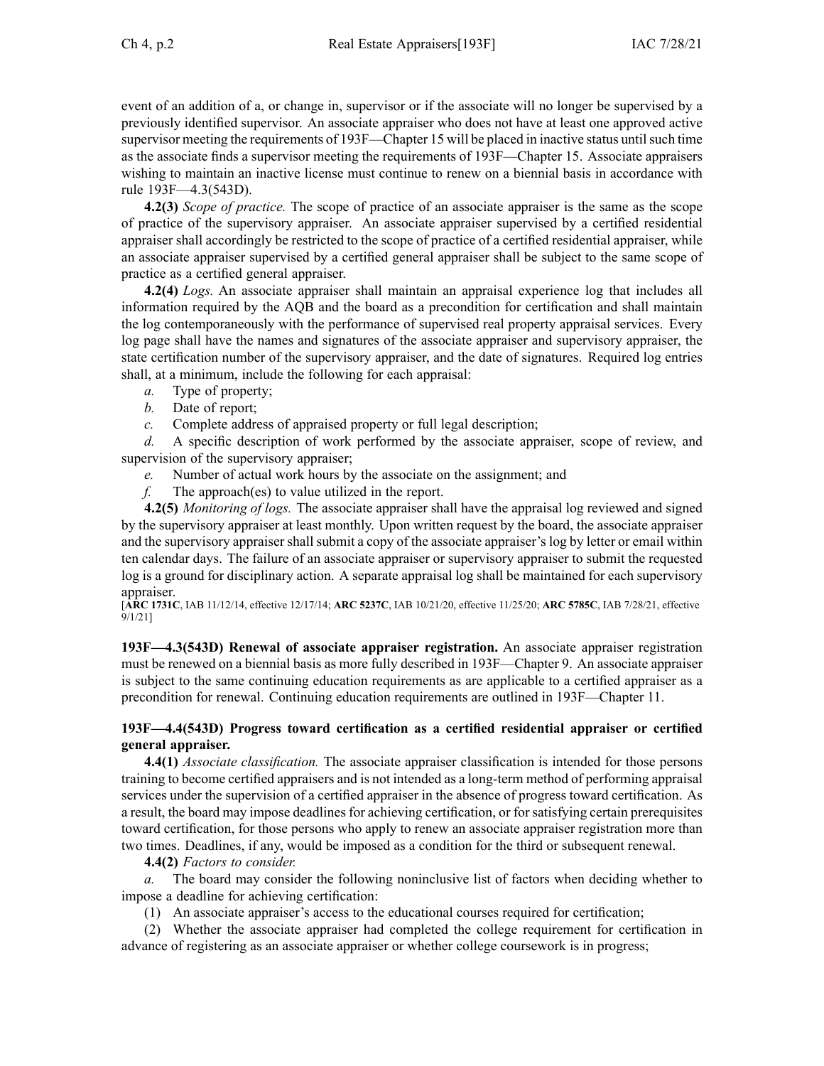event of an addition of a, or change in, supervisor or if the associate will no longer be supervised by a previously identified supervisor. An associate appraiser who does not have at least one approved active supervisor meeting the requirements of 193F—Chapter 15 will be placed in inactive status until such time as the associate finds a supervisor meeting the requirements of 193F—Chapter 15. Associate appraisers wishing to maintain an inactive license must continue to renew on a biennial basis in accordance with rule 193F—4.3(543D).

**4.2(3)** *Scope of practice.* The scope of practice of an associate appraiser is the same as the scope of practice of the supervisory appraiser. An associate appraiser supervised by a certified residential appraiser shall accordingly be restricted to the scope of practice of a certified residential appraiser, while an associate appraiser supervised by a certified general appraiser shall be subject to the same scope of practice as a certified general appraiser.

**4.2(4)** *Logs.* An associate appraiser shall maintain an appraisal experience log that includes all information required by the AQB and the board as a precondition for certification and shall maintain the log contemporaneously with the performance of supervised real property appraisal services. Every log page shall have the names and signatures of the associate appraiser and supervisory appraiser, the state certification number of the supervisory appraiser, and the date of signatures. Required log entries shall, at a minimum, include the following for each appraisal:

*a.* Type of property;

*b.* Date of report;

*c.* Complete address of appraised property or full legal description;

*d.* A specific description of work performed by the associate appraiser, scope of review, and supervision of the supervisory appraiser;

*e.* Number of actual work hours by the associate on the assignment; and

*f.* The approach(es) to value utilized in the report.

**4.2(5)** *Monitoring of logs.* The associate appraiser shall have the appraisal log reviewed and signed by the supervisory appraiser at least monthly. Upon written request by the board, the associate appraiser and the supervisory appraiser shall submit a copy of the associate appraiser's log by letter or email within ten calendar days. The failure of an associate appraiser or supervisory appraiser to submit the requested log is a ground for disciplinary action. A separate appraisal log shall be maintained for each supervisory appraiser.

[**ARC 1731C**, IAB 11/12/14, effective 12/17/14; **ARC 5237C**, IAB 10/21/20, effective 11/25/20; **ARC 5785C**, IAB 7/28/21, effective 9/1/21]

**193F—4.3(543D) Renewal of associate appraiser registration.** An associate appraiser registration must be renewed on a biennial basis as more fully described in 193F—Chapter 9. An associate appraiser is subject to the same continuing education requirements as are applicable to a certified appraiser as a precondition for renewal. Continuing education requirements are outlined in 193F—Chapter 11.

**193F—4.4(543D) Progress toward certification as a certified residential appraiser or certified general appraiser.**

**4.4(1)** *Associate classification.* The associate appraiser classification is intended for those persons training to become certified appraisers and is not intended as a long-term method of performing appraisal services under the supervision of a certified appraiser in the absence of progress toward certification. As a result, the board may impose deadlines for achieving certification, or for satisfying certain prerequisites toward certification, for those persons who apply to renew an associate appraiser registration more than two times. Deadlines, if any, would be imposed as a condition for the third or subsequent renewal.

**4.4(2)** *Factors to consider.*

*a.* The board may consider the following noninclusive list of factors when deciding whether to impose a deadline for achieving certification:

(1) An associate appraiser's access to the educational courses required for certification;

(2) Whether the associate appraiser had completed the college requirement for certification in advance of registering as an associate appraiser or whether college coursework is in progress;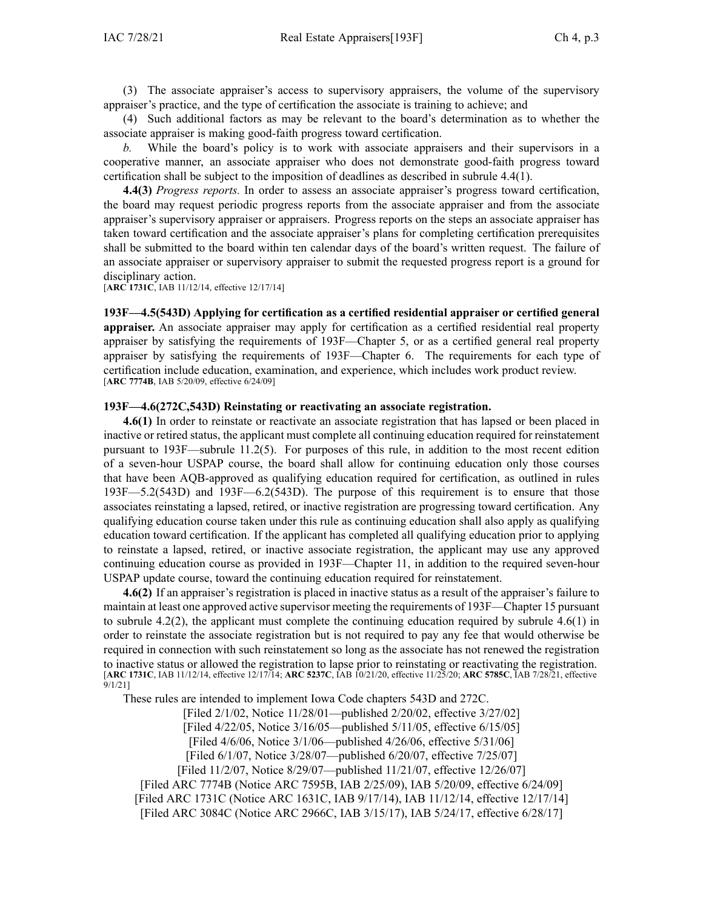(3) The associate appraiser's access to supervisory appraisers, the volume of the supervisory appraiser's practice, and the type of certification the associate is training to achieve; and

(4) Such additional factors as may be relevant to the board's determination as to whether the associate appraiser is making good-faith progress toward certification.

*b.* While the board's policy is to work with associate appraisers and their supervisors in a cooperative manner, an associate appraiser who does not demonstrate good-faith progress toward certification shall be subject to the imposition of deadlines as described in subrule 4.4(1).

**4.4(3)** *Progress reports.* In order to assess an associate appraiser's progress toward certification, the board may request periodic progress reports from the associate appraiser and from the associate appraiser's supervisory appraiser or appraisers. Progress reports on the steps an associate appraiser has taken toward certification and the associate appraiser's plans for completing certification prerequisites shall be submitted to the board within ten calendar days of the board's written request. The failure of an associate appraiser or supervisory appraiser to submit the requested progress report is a ground for disciplinary action.
[**ARC 1731C**, IAB 11/12/14, effective 12/17/14]

**193F—4.5(543D) Applying for certification as a certified residential appraiser or certified general appraiser.** An associate appraiser may apply for certification as a certified residential real property appraiser by satisfying the requirements of 193F—Chapter 5, or as a certified general real property appraiser by satisfying the requirements of 193F—Chapter 6. The requirements for each type of certification include education, examination, and experience, which includes work product review.
[**ARC 7774B**, IAB 5/20/09, effective 6/24/09]

**193F—4.6(272C,543D) Reinstating or reactivating an associate registration.**

**4.6(1)** In order to reinstate or reactivate an associate registration that has lapsed or been placed in inactive or retired status, the applicant must complete all continuing education required for reinstatement pursuant to 193F—subrule 11.2(5). For purposes of this rule, in addition to the most recent edition of a seven-hour USPAP course, the board shall allow for continuing education only those courses that have been AQB-approved as qualifying education required for certification, as outlined in rules 193F—5.2(543D) and 193F—6.2(543D). The purpose of this requirement is to ensure that those associates reinstating a lapsed, retired, or inactive registration are progressing toward certification. Any qualifying education course taken under this rule as continuing education shall also apply as qualifying education toward certification. If the applicant has completed all qualifying education prior to applying to reinstate a lapsed, retired, or inactive associate registration, the applicant may use any approved continuing education course as provided in 193F—Chapter 11, in addition to the required seven-hour USPAP update course, toward the continuing education required for reinstatement.

**4.6(2)** If an appraiser's registration is placed in inactive status as a result of the appraiser's failure to maintain at least one approved active supervisor meeting the requirements of 193F—Chapter 15 pursuant to subrule 4.2(2), the applicant must complete the continuing education required by subrule 4.6(1) in order to reinstate the associate registration but is not required to pay any fee that would otherwise be required in connection with such reinstatement so long as the associate has not renewed the registration to inactive status or allowed the registration to lapse prior to reinstating or reactivating the registration.
[**ARC 1731C**, IAB 11/12/14, effective 12/17/14; **ARC 5237C**, IAB 10/21/20, effective 11/25/20; **ARC 5785C**, IAB 7/28/21, effective 9/1/21]

These rules are intended to implement Iowa Code chapters 543D and 272C.

[Filed 2/1/02, Notice 11/28/01—published 2/20/02, effective 3/27/02]
[Filed 4/22/05, Notice 3/16/05—published 5/11/05, effective 6/15/05]
[Filed 4/6/06, Notice 3/1/06—published 4/26/06, effective 5/31/06]
[Filed 6/1/07, Notice 3/28/07—published 6/20/07, effective 7/25/07]
[Filed 11/2/07, Notice 8/29/07—published 11/21/07, effective 12/26/07]
[Filed ARC 7774B (Notice ARC 7595B, IAB 2/25/09), IAB 5/20/09, effective 6/24/09]
[Filed ARC 1731C (Notice ARC 1631C, IAB 9/17/14), IAB 11/12/14, effective 12/17/14]
[Filed ARC 3084C (Notice ARC 2966C, IAB 3/15/17), IAB 5/24/17, effective 6/28/17]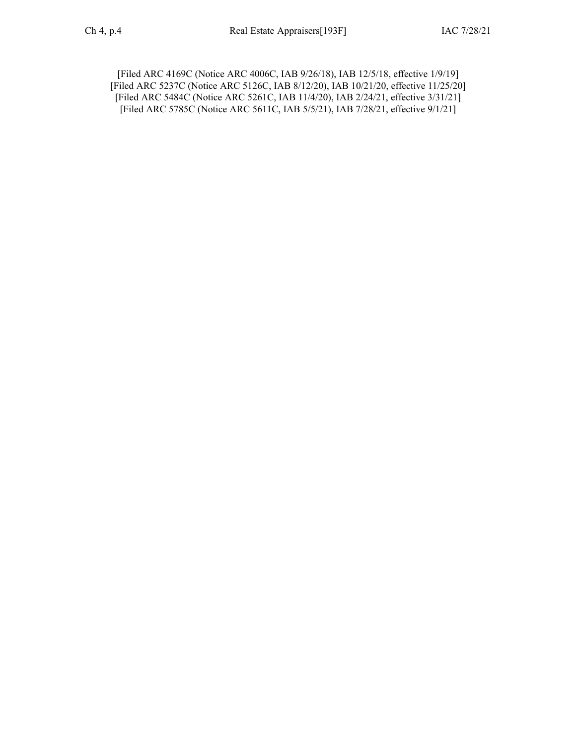[Filed ARC 4169C (Notice ARC 4006C, IAB 9/26/18), IAB 12/5/18, effective 1/9/19]
[Filed ARC 5237C (Notice ARC 5126C, IAB 8/12/20), IAB 10/21/20, effective 11/25/20]
[Filed ARC 5484C (Notice ARC 5261C, IAB 11/4/20), IAB 2/24/21, effective 3/31/21]
[Filed ARC 5785C (Notice ARC 5611C, IAB 5/5/21), IAB 7/28/21, effective 9/1/21]